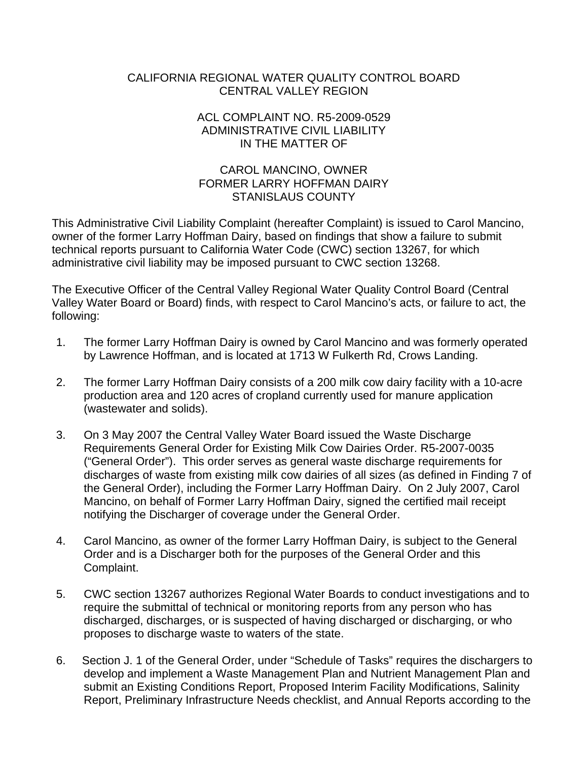CALIFORNIA REGIONAL WATER QUALITY CONTROL BOARD
CENTRAL VALLEY REGION

ACL COMPLAINT NO. R5-2009-0529
ADMINISTRATIVE CIVIL LIABILITY
IN THE MATTER OF

CAROL MANCINO, OWNER
FORMER LARRY HOFFMAN DAIRY
STANISLAUS COUNTY

This Administrative Civil Liability Complaint (hereafter Complaint) is issued to Carol Mancino, owner of the former Larry Hoffman Dairy, based on findings that show a failure to submit technical reports pursuant to California Water Code (CWC) section 13267, for which administrative civil liability may be imposed pursuant to CWC section 13268.

The Executive Officer of the Central Valley Regional Water Quality Control Board (Central Valley Water Board or Board) finds, with respect to Carol Mancino's acts, or failure to act, the following:

1. The former Larry Hoffman Dairy is owned by Carol Mancino and was formerly operated by Lawrence Hoffman, and is located at 1713 W Fulkerth Rd, Crows Landing.

2. The former Larry Hoffman Dairy consists of a 200 milk cow dairy facility with a 10-acre production area and 120 acres of cropland currently used for manure application (wastewater and solids).

3. On 3 May 2007 the Central Valley Water Board issued the Waste Discharge Requirements General Order for Existing Milk Cow Dairies Order. R5-2007-0035 ("General Order"). This order serves as general waste discharge requirements for discharges of waste from existing milk cow dairies of all sizes (as defined in Finding 7 of the General Order), including the Former Larry Hoffman Dairy. On 2 July 2007, Carol Mancino, on behalf of Former Larry Hoffman Dairy, signed the certified mail receipt notifying the Discharger of coverage under the General Order.

4. Carol Mancino, as owner of the former Larry Hoffman Dairy, is subject to the General Order and is a Discharger both for the purposes of the General Order and this Complaint.

5. CWC section 13267 authorizes Regional Water Boards to conduct investigations and to require the submittal of technical or monitoring reports from any person who has discharged, discharges, or is suspected of having discharged or discharging, or who proposes to discharge waste to waters of the state.

6. Section J. 1 of the General Order, under "Schedule of Tasks" requires the dischargers to develop and implement a Waste Management Plan and Nutrient Management Plan and submit an Existing Conditions Report, Proposed Interim Facility Modifications, Salinity Report, Preliminary Infrastructure Needs checklist, and Annual Reports according to the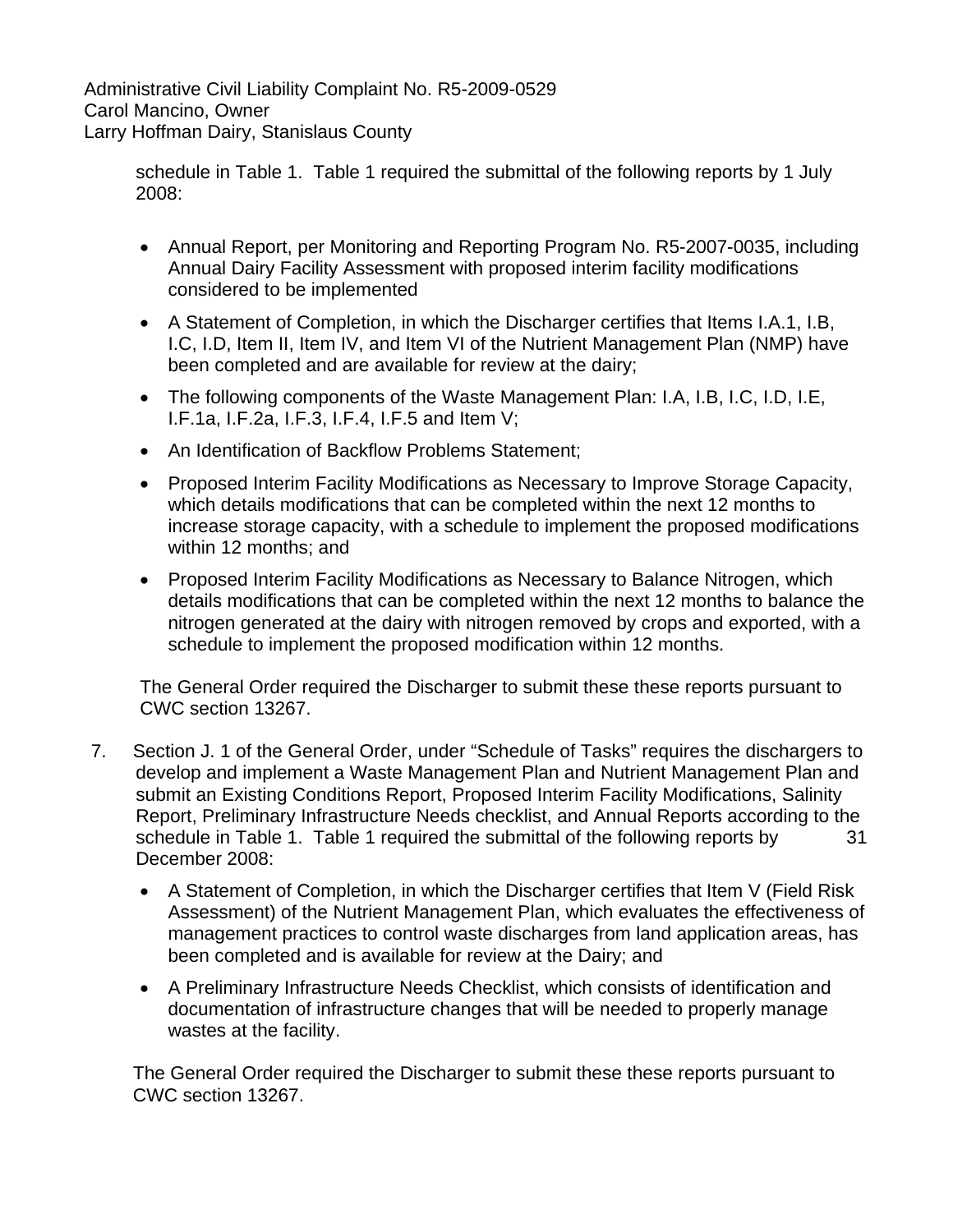schedule in Table 1. Table 1 required the submittal of the following reports by 1 July 2008:

- Annual Report, per Monitoring and Reporting Program No. R5-2007-0035, including Annual Dairy Facility Assessment with proposed interim facility modifications considered to be implemented
- A Statement of Completion, in which the Discharger certifies that Items I.A.1, I.B, I.C, I.D, Item II, Item IV, and Item VI of the Nutrient Management Plan (NMP) have been completed and are available for review at the dairy;
- The following components of the Waste Management Plan: I.A, I.B, I.C, I.D, I.E, I.F.1a, I.F.2a, I.F.3, I.F.4, I.F.5 and Item V;
- An Identification of Backflow Problems Statement;
- Proposed Interim Facility Modifications as Necessary to Improve Storage Capacity, which details modifications that can be completed within the next 12 months to increase storage capacity, with a schedule to implement the proposed modifications within 12 months; and
- Proposed Interim Facility Modifications as Necessary to Balance Nitrogen, which details modifications that can be completed within the next 12 months to balance the nitrogen generated at the dairy with nitrogen removed by crops and exported, with a schedule to implement the proposed modification within 12 months.

The General Order required the Discharger to submit these these reports pursuant to CWC section 13267.

7. Section J. 1 of the General Order, under "Schedule of Tasks" requires the dischargers to develop and implement a Waste Management Plan and Nutrient Management Plan and submit an Existing Conditions Report, Proposed Interim Facility Modifications, Salinity Report, Preliminary Infrastructure Needs checklist, and Annual Reports according to the schedule in Table 1. Table 1 required the submittal of the following reports by 31 December 2008:

   - A Statement of Completion, in which the Discharger certifies that Item V (Field Risk Assessment) of the Nutrient Management Plan, which evaluates the effectiveness of management practices to control waste discharges from land application areas, has been completed and is available for review at the Dairy; and
   - A Preliminary Infrastructure Needs Checklist, which consists of identification and documentation of infrastructure changes that will be needed to properly manage wastes at the facility.

   The General Order required the Discharger to submit these these reports pursuant to CWC section 13267.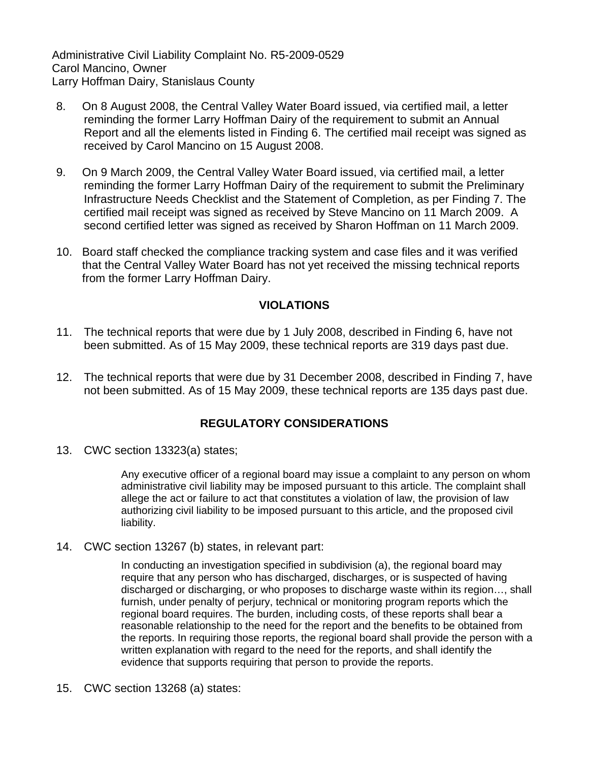8. On 8 August 2008, the Central Valley Water Board issued, via certified mail, a letter reminding the former Larry Hoffman Dairy of the requirement to submit an Annual Report and all the elements listed in Finding 6. The certified mail receipt was signed as received by Carol Mancino on 15 August 2008.

9. On 9 March 2009, the Central Valley Water Board issued, via certified mail, a letter reminding the former Larry Hoffman Dairy of the requirement to submit the Preliminary Infrastructure Needs Checklist and the Statement of Completion, as per Finding 7. The certified mail receipt was signed as received by Steve Mancino on 11 March 2009. A second certified letter was signed as received by Sharon Hoffman on 11 March 2009.

10. Board staff checked the compliance tracking system and case files and it was verified that the Central Valley Water Board has not yet received the missing technical reports from the former Larry Hoffman Dairy.

## VIOLATIONS

11. The technical reports that were due by 1 July 2008, described in Finding 6, have not been submitted. As of 15 May 2009, these technical reports are 319 days past due.

12. The technical reports that were due by 31 December 2008, described in Finding 7, have not been submitted. As of 15 May 2009, these technical reports are 135 days past due.

## REGULATORY CONSIDERATIONS

13. CWC section 13323(a) states;

    > Any executive officer of a regional board may issue a complaint to any person on whom administrative civil liability may be imposed pursuant to this article. The complaint shall allege the act or failure to act that constitutes a violation of law, the provision of law authorizing civil liability to be imposed pursuant to this article, and the proposed civil liability.

14. CWC section 13267 (b) states, in relevant part:

    > In conducting an investigation specified in subdivision (a), the regional board may require that any person who has discharged, discharges, or is suspected of having discharged or discharging, or who proposes to discharge waste within its region…, shall furnish, under penalty of perjury, technical or monitoring program reports which the regional board requires. The burden, including costs, of these reports shall bear a reasonable relationship to the need for the report and the benefits to be obtained from the reports. In requiring those reports, the regional board shall provide the person with a written explanation with regard to the need for the reports, and shall identify the evidence that supports requiring that person to provide the reports.

15. CWC section 13268 (a) states: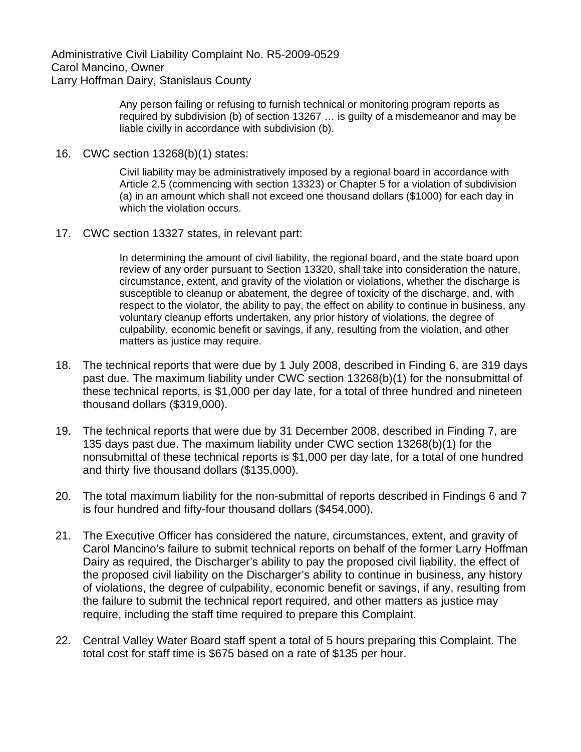Any person failing or refusing to furnish technical or monitoring program reports as required by subdivision (b) of section 13267 … is guilty of a misdemeanor and may be liable civilly in accordance with subdivision (b).

16. CWC section 13268(b)(1) states:

> Civil liability may be administratively imposed by a regional board in accordance with Article 2.5 (commencing with section 13323) or Chapter 5 for a violation of subdivision (a) in an amount which shall not exceed one thousand dollars ($1000) for each day in which the violation occurs.

17. CWC section 13327 states, in relevant part:

> In determining the amount of civil liability, the regional board, and the state board upon review of any order pursuant to Section 13320, shall take into consideration the nature, circumstance, extent, and gravity of the violation or violations, whether the discharge is susceptible to cleanup or abatement, the degree of toxicity of the discharge, and, with respect to the violator, the ability to pay, the effect on ability to continue in business, any voluntary cleanup efforts undertaken, any prior history of violations, the degree of culpability, economic benefit or savings, if any, resulting from the violation, and other matters as justice may require.

18. The technical reports that were due by 1 July 2008, described in Finding 6, are 319 days past due. The maximum liability under CWC section 13268(b)(1) for the nonsubmittal of these technical reports, is $1,000 per day late, for a total of three hundred and nineteen thousand dollars ($319,000).

19. The technical reports that were due by 31 December 2008, described in Finding 7, are 135 days past due. The maximum liability under CWC section 13268(b)(1) for the nonsubmittal of these technical reports is $1,000 per day late, for a total of one hundred and thirty five thousand dollars ($135,000).

20. The total maximum liability for the non-submittal of reports described in Findings 6 and 7 is four hundred and fifty-four thousand dollars ($454,000).

21. The Executive Officer has considered the nature, circumstances, extent, and gravity of Carol Mancino's failure to submit technical reports on behalf of the former Larry Hoffman Dairy as required, the Discharger's ability to pay the proposed civil liability, the effect of the proposed civil liability on the Discharger's ability to continue in business, any history of violations, the degree of culpability, economic benefit or savings, if any, resulting from the failure to submit the technical report required, and other matters as justice may require, including the staff time required to prepare this Complaint.

22. Central Valley Water Board staff spent a total of 5 hours preparing this Complaint. The total cost for staff time is $675 based on a rate of $135 per hour.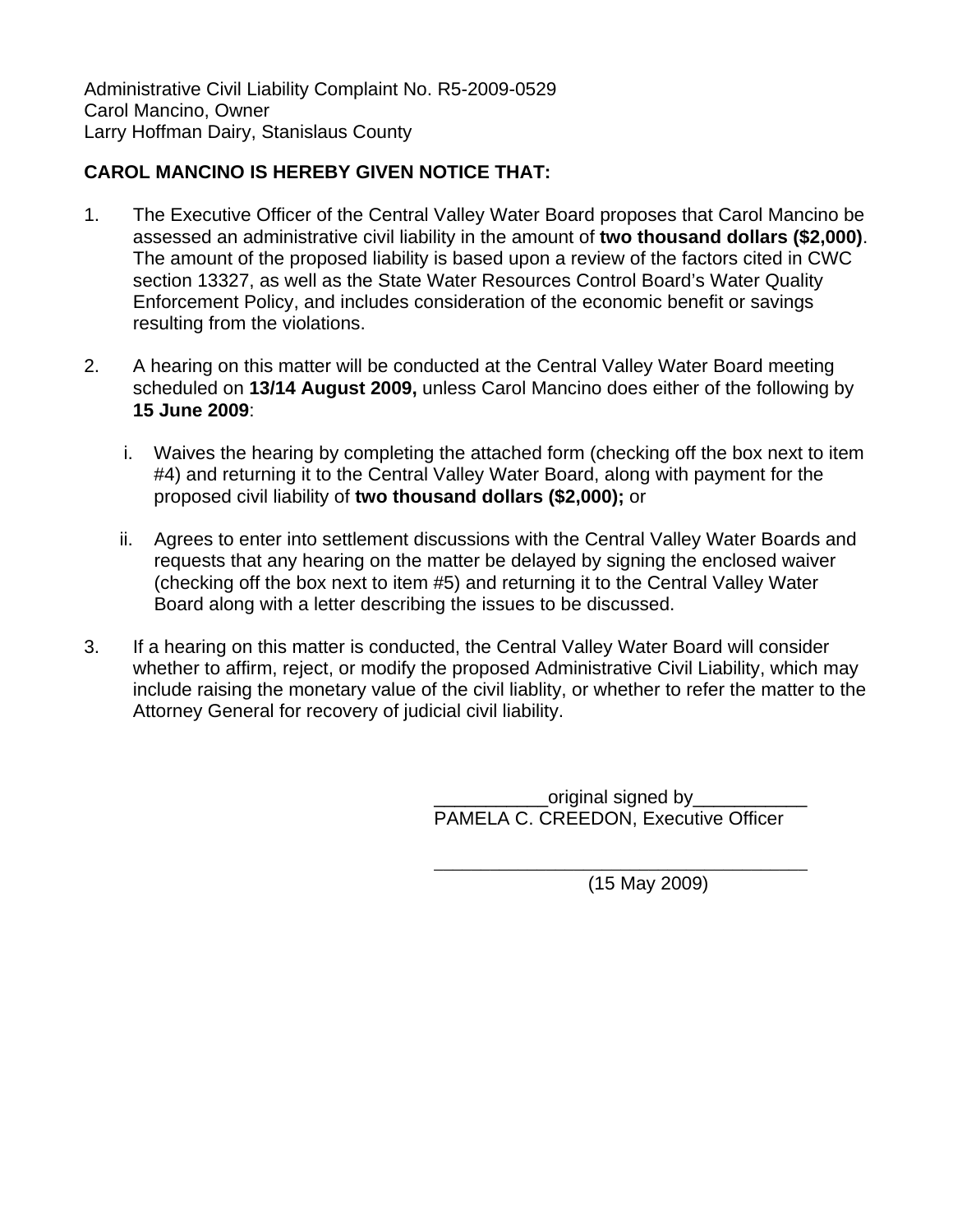Administrative Civil Liability Complaint No. R5-2009-0529
Carol Mancino, Owner
Larry Hoffman Dairy, Stanislaus County

**CAROL MANCINO IS HEREBY GIVEN NOTICE THAT:**

1. The Executive Officer of the Central Valley Water Board proposes that Carol Mancino be assessed an administrative civil liability in the amount of **two thousand dollars ($2,000)**. The amount of the proposed liability is based upon a review of the factors cited in CWC section 13327, as well as the State Water Resources Control Board's Water Quality Enforcement Policy, and includes consideration of the economic benefit or savings resulting from the violations.

2. A hearing on this matter will be conducted at the Central Valley Water Board meeting scheduled on **13/14 August 2009,** unless Carol Mancino does either of the following by **15 June 2009**:

   i. Waives the hearing by completing the attached form (checking off the box next to item #4) and returning it to the Central Valley Water Board, along with payment for the proposed civil liability of **two thousand dollars ($2,000);** or

   ii. Agrees to enter into settlement discussions with the Central Valley Water Boards and requests that any hearing on the matter be delayed by signing the enclosed waiver (checking off the box next to item #5) and returning it to the Central Valley Water Board along with a letter describing the issues to be discussed.

3. If a hearing on this matter is conducted, the Central Valley Water Board will consider whether to affirm, reject, or modify the proposed Administrative Civil Liability, which may include raising the monetary value of the civil liablity, or whether to refer the matter to the Attorney General for recovery of judicial civil liability.

___________original signed by___________
PAMELA C. CREEDON, Executive Officer

_____________________________________
(15 May 2009)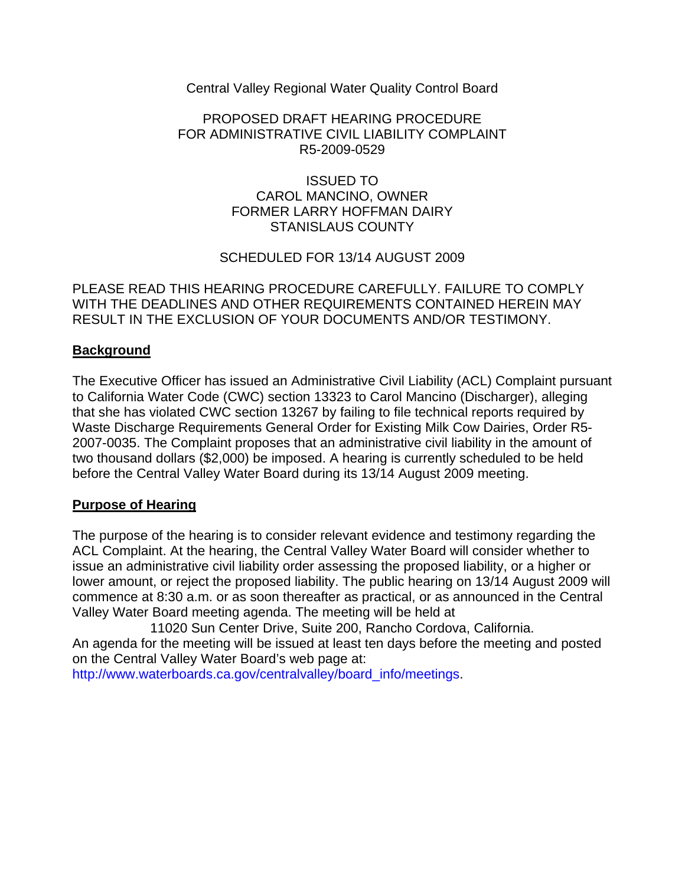Central Valley Regional Water Quality Control Board

PROPOSED DRAFT HEARING PROCEDURE
FOR ADMINISTRATIVE CIVIL LIABILITY COMPLAINT
R5-2009-0529

ISSUED TO
CAROL MANCINO, OWNER
FORMER LARRY HOFFMAN DAIRY
STANISLAUS COUNTY

SCHEDULED FOR 13/14 AUGUST 2009

PLEASE READ THIS HEARING PROCEDURE CAREFULLY. FAILURE TO COMPLY WITH THE DEADLINES AND OTHER REQUIREMENTS CONTAINED HEREIN MAY RESULT IN THE EXCLUSION OF YOUR DOCUMENTS AND/OR TESTIMONY.

## Background

The Executive Officer has issued an Administrative Civil Liability (ACL) Complaint pursuant to California Water Code (CWC) section 13323 to Carol Mancino (Discharger), alleging that she has violated CWC section 13267 by failing to file technical reports required by Waste Discharge Requirements General Order for Existing Milk Cow Dairies, Order R5-2007-0035. The Complaint proposes that an administrative civil liability in the amount of two thousand dollars ($2,000) be imposed. A hearing is currently scheduled to be held before the Central Valley Water Board during its 13/14 August 2009 meeting.

## Purpose of Hearing

The purpose of the hearing is to consider relevant evidence and testimony regarding the ACL Complaint. At the hearing, the Central Valley Water Board will consider whether to issue an administrative civil liability order assessing the proposed liability, or a higher or lower amount, or reject the proposed liability. The public hearing on 13/14 August 2009 will commence at 8:30 a.m. or as soon thereafter as practical, or as announced in the Central Valley Water Board meeting agenda. The meeting will be held at

11020 Sun Center Drive, Suite 200, Rancho Cordova, California.

An agenda for the meeting will be issued at least ten days before the meeting and posted on the Central Valley Water Board's web page at:
http://www.waterboards.ca.gov/centralvalley/board_info/meetings.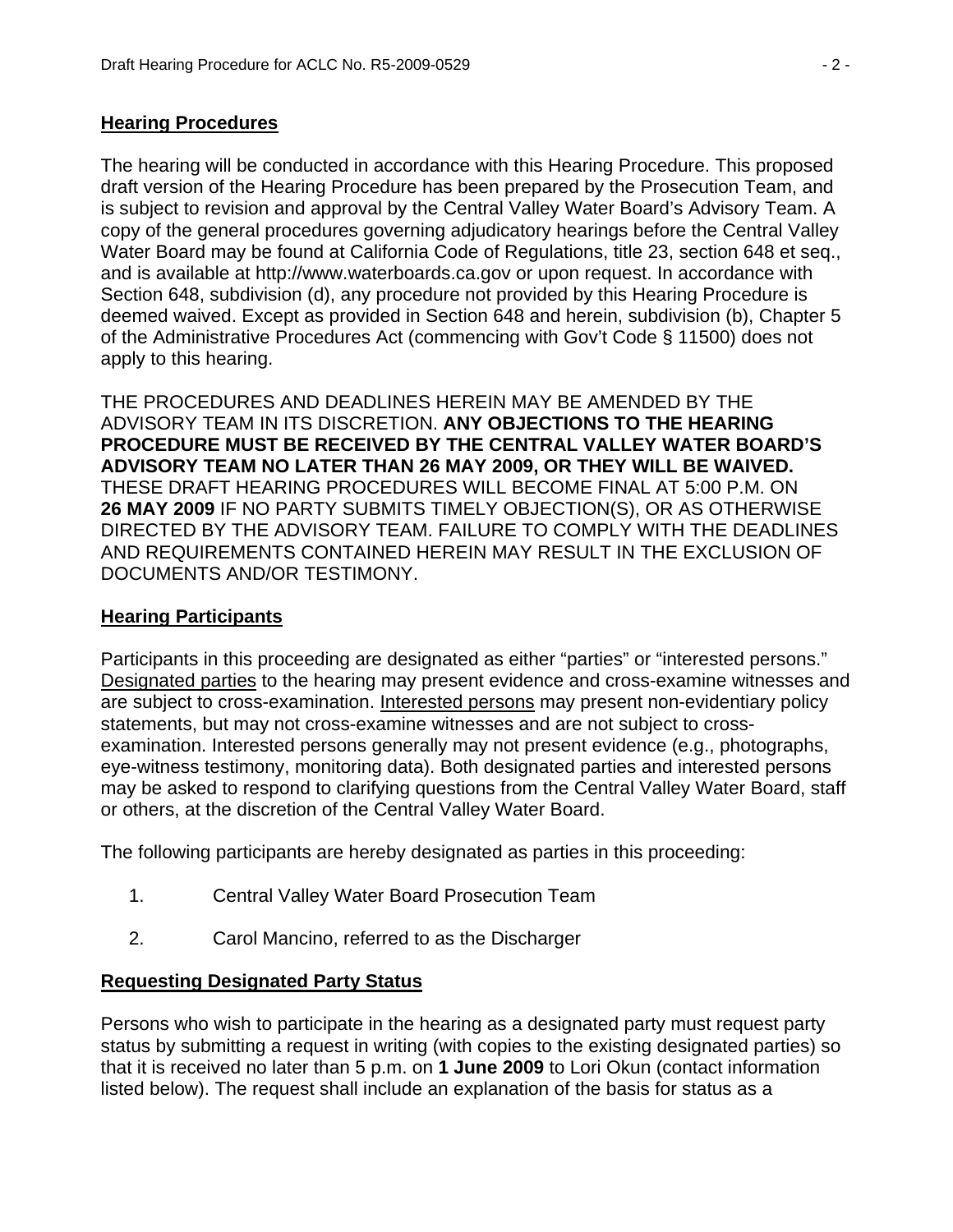## Hearing Procedures

The hearing will be conducted in accordance with this Hearing Procedure. This proposed draft version of the Hearing Procedure has been prepared by the Prosecution Team, and is subject to revision and approval by the Central Valley Water Board's Advisory Team. A copy of the general procedures governing adjudicatory hearings before the Central Valley Water Board may be found at California Code of Regulations, title 23, section 648 et seq., and is available at http://www.waterboards.ca.gov or upon request. In accordance with Section 648, subdivision (d), any procedure not provided by this Hearing Procedure is deemed waived. Except as provided in Section 648 and herein, subdivision (b), Chapter 5 of the Administrative Procedures Act (commencing with Gov't Code § 11500) does not apply to this hearing.

THE PROCEDURES AND DEADLINES HEREIN MAY BE AMENDED BY THE ADVISORY TEAM IN ITS DISCRETION. **ANY OBJECTIONS TO THE HEARING PROCEDURE MUST BE RECEIVED BY THE CENTRAL VALLEY WATER BOARD'S ADVISORY TEAM NO LATER THAN 26 MAY 2009, OR THEY WILL BE WAIVED.** THESE DRAFT HEARING PROCEDURES WILL BECOME FINAL AT 5:00 P.M. ON **26 MAY 2009** IF NO PARTY SUBMITS TIMELY OBJECTION(S), OR AS OTHERWISE DIRECTED BY THE ADVISORY TEAM. FAILURE TO COMPLY WITH THE DEADLINES AND REQUIREMENTS CONTAINED HEREIN MAY RESULT IN THE EXCLUSION OF DOCUMENTS AND/OR TESTIMONY.

## Hearing Participants

Participants in this proceeding are designated as either "parties" or "interested persons." Designated parties to the hearing may present evidence and cross-examine witnesses and are subject to cross-examination. Interested persons may present non-evidentiary policy statements, but may not cross-examine witnesses and are not subject to cross-examination. Interested persons generally may not present evidence (e.g., photographs, eye-witness testimony, monitoring data). Both designated parties and interested persons may be asked to respond to clarifying questions from the Central Valley Water Board, staff or others, at the discretion of the Central Valley Water Board.

The following participants are hereby designated as parties in this proceeding:

1. Central Valley Water Board Prosecution Team
2. Carol Mancino, referred to as the Discharger

## Requesting Designated Party Status

Persons who wish to participate in the hearing as a designated party must request party status by submitting a request in writing (with copies to the existing designated parties) so that it is received no later than 5 p.m. on **1 June 2009** to Lori Okun (contact information listed below). The request shall include an explanation of the basis for status as a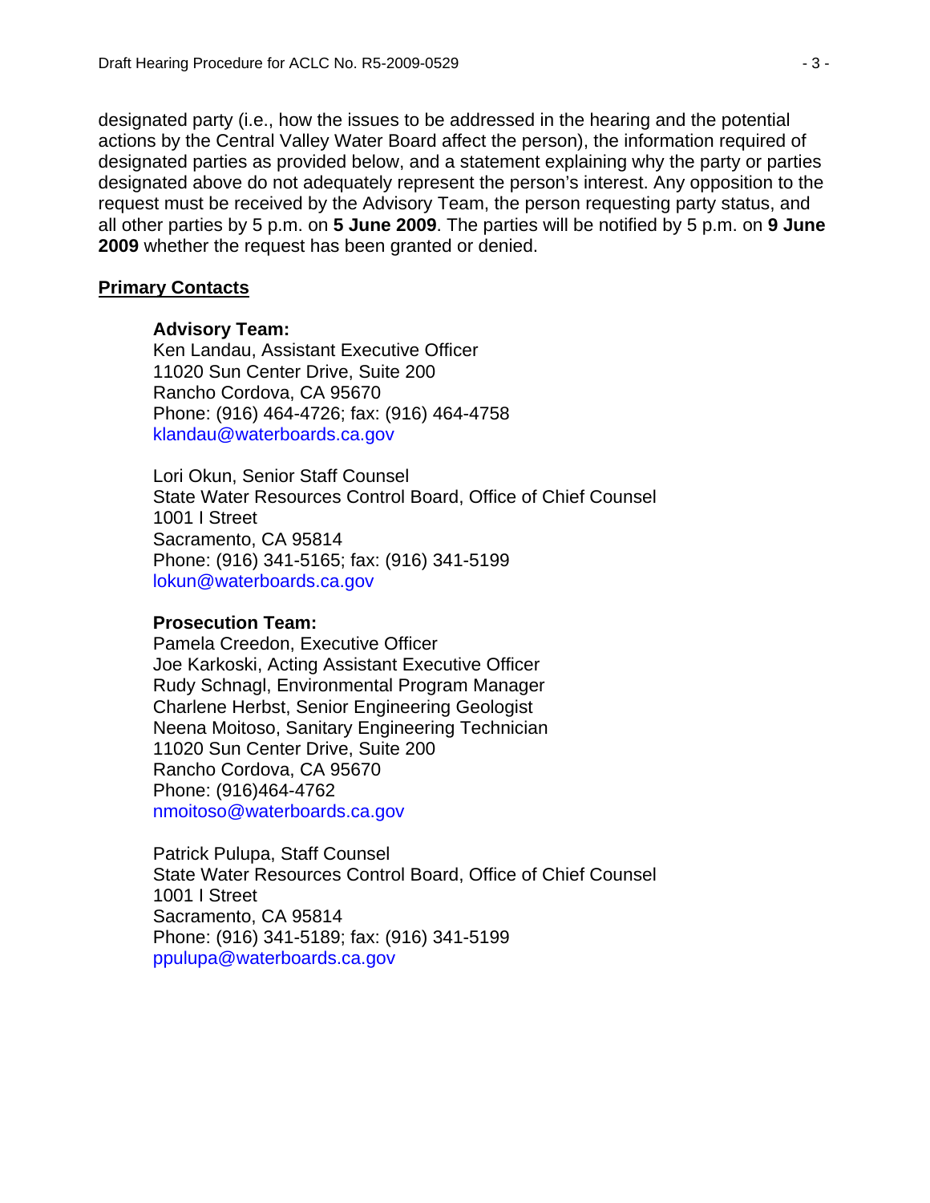designated party (i.e., how the issues to be addressed in the hearing and the potential actions by the Central Valley Water Board affect the person), the information required of designated parties as provided below, and a statement explaining why the party or parties designated above do not adequately represent the person's interest. Any opposition to the request must be received by the Advisory Team, the person requesting party status, and all other parties by 5 p.m. on **5 June 2009**. The parties will be notified by 5 p.m. on **9 June 2009** whether the request has been granted or denied.

## Primary Contacts

**Advisory Team:**
Ken Landau, Assistant Executive Officer
11020 Sun Center Drive, Suite 200
Rancho Cordova, CA 95670
Phone: (916) 464-4726; fax: (916) 464-4758
klandau@waterboards.ca.gov

Lori Okun, Senior Staff Counsel
State Water Resources Control Board, Office of Chief Counsel
1001 I Street
Sacramento, CA 95814
Phone: (916) 341-5165; fax: (916) 341-5199
lokun@waterboards.ca.gov

**Prosecution Team:**
Pamela Creedon, Executive Officer
Joe Karkoski, Acting Assistant Executive Officer
Rudy Schnagl, Environmental Program Manager
Charlene Herbst, Senior Engineering Geologist
Neena Moitoso, Sanitary Engineering Technician
11020 Sun Center Drive, Suite 200
Rancho Cordova, CA 95670
Phone: (916)464-4762
nmoitoso@waterboards.ca.gov

Patrick Pulupa, Staff Counsel
State Water Resources Control Board, Office of Chief Counsel
1001 I Street
Sacramento, CA 95814
Phone: (916) 341-5189; fax: (916) 341-5199
ppulupa@waterboards.ca.gov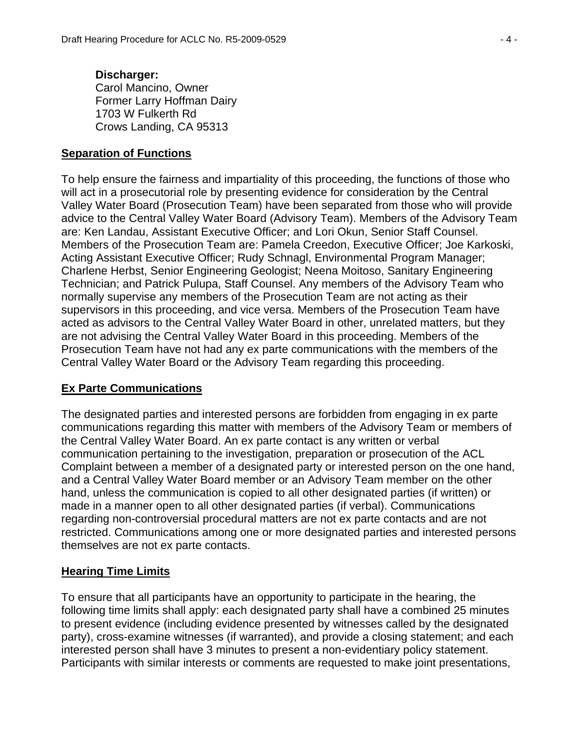**Discharger:**
Carol Mancino, Owner
Former Larry Hoffman Dairy
1703 W Fulkerth Rd
Crows Landing, CA 95313

## Separation of Functions

To help ensure the fairness and impartiality of this proceeding, the functions of those who will act in a prosecutorial role by presenting evidence for consideration by the Central Valley Water Board (Prosecution Team) have been separated from those who will provide advice to the Central Valley Water Board (Advisory Team). Members of the Advisory Team are: Ken Landau, Assistant Executive Officer; and Lori Okun, Senior Staff Counsel. Members of the Prosecution Team are: Pamela Creedon, Executive Officer; Joe Karkoski, Acting Assistant Executive Officer; Rudy Schnagl, Environmental Program Manager; Charlene Herbst, Senior Engineering Geologist; Neena Moitoso, Sanitary Engineering Technician; and Patrick Pulupa, Staff Counsel. Any members of the Advisory Team who normally supervise any members of the Prosecution Team are not acting as their supervisors in this proceeding, and vice versa. Members of the Prosecution Team have acted as advisors to the Central Valley Water Board in other, unrelated matters, but they are not advising the Central Valley Water Board in this proceeding. Members of the Prosecution Team have not had any ex parte communications with the members of the Central Valley Water Board or the Advisory Team regarding this proceeding.

## Ex Parte Communications

The designated parties and interested persons are forbidden from engaging in ex parte communications regarding this matter with members of the Advisory Team or members of the Central Valley Water Board. An ex parte contact is any written or verbal communication pertaining to the investigation, preparation or prosecution of the ACL Complaint between a member of a designated party or interested person on the one hand, and a Central Valley Water Board member or an Advisory Team member on the other hand, unless the communication is copied to all other designated parties (if written) or made in a manner open to all other designated parties (if verbal). Communications regarding non-controversial procedural matters are not ex parte contacts and are not restricted. Communications among one or more designated parties and interested persons themselves are not ex parte contacts.

## Hearing Time Limits

To ensure that all participants have an opportunity to participate in the hearing, the following time limits shall apply: each designated party shall have a combined 25 minutes to present evidence (including evidence presented by witnesses called by the designated party), cross-examine witnesses (if warranted), and provide a closing statement; and each interested person shall have 3 minutes to present a non-evidentiary policy statement. Participants with similar interests or comments are requested to make joint presentations,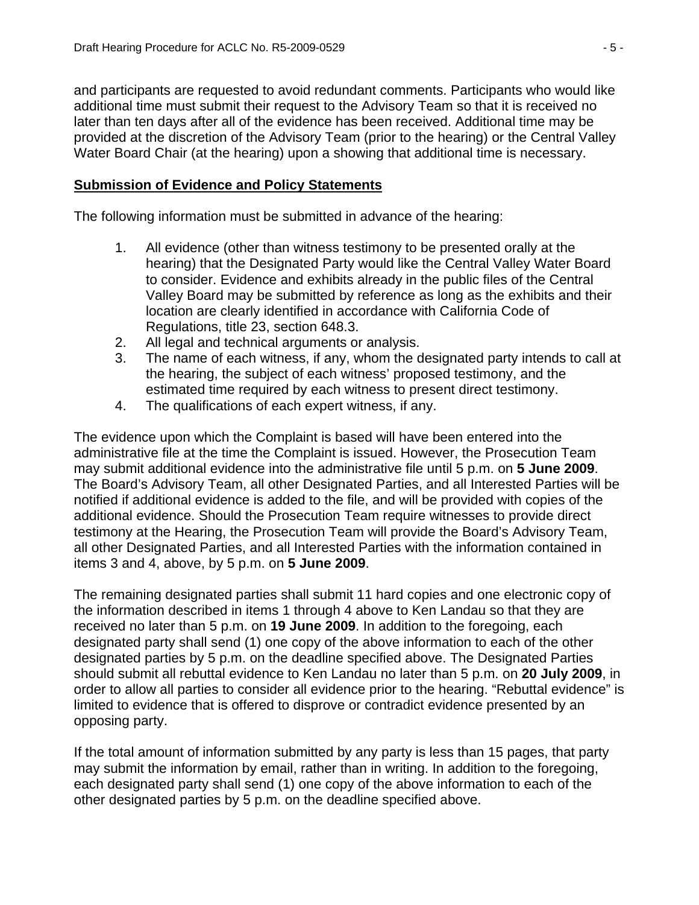and participants are requested to avoid redundant comments. Participants who would like additional time must submit their request to the Advisory Team so that it is received no later than ten days after all of the evidence has been received. Additional time may be provided at the discretion of the Advisory Team (prior to the hearing) or the Central Valley Water Board Chair (at the hearing) upon a showing that additional time is necessary.

**Submission of Evidence and Policy Statements**

The following information must be submitted in advance of the hearing:

1. All evidence (other than witness testimony to be presented orally at the hearing) that the Designated Party would like the Central Valley Water Board to consider. Evidence and exhibits already in the public files of the Central Valley Board may be submitted by reference as long as the exhibits and their location are clearly identified in accordance with California Code of Regulations, title 23, section 648.3.
2. All legal and technical arguments or analysis.
3. The name of each witness, if any, whom the designated party intends to call at the hearing, the subject of each witness' proposed testimony, and the estimated time required by each witness to present direct testimony.
4. The qualifications of each expert witness, if any.

The evidence upon which the Complaint is based will have been entered into the administrative file at the time the Complaint is issued. However, the Prosecution Team may submit additional evidence into the administrative file until 5 p.m. on **5 June 2009**. The Board's Advisory Team, all other Designated Parties, and all Interested Parties will be notified if additional evidence is added to the file, and will be provided with copies of the additional evidence. Should the Prosecution Team require witnesses to provide direct testimony at the Hearing, the Prosecution Team will provide the Board's Advisory Team, all other Designated Parties, and all Interested Parties with the information contained in items 3 and 4, above, by 5 p.m. on **5 June 2009**.

The remaining designated parties shall submit 11 hard copies and one electronic copy of the information described in items 1 through 4 above to Ken Landau so that they are received no later than 5 p.m. on **19 June 2009**. In addition to the foregoing, each designated party shall send (1) one copy of the above information to each of the other designated parties by 5 p.m. on the deadline specified above. The Designated Parties should submit all rebuttal evidence to Ken Landau no later than 5 p.m. on **20 July 2009**, in order to allow all parties to consider all evidence prior to the hearing. "Rebuttal evidence" is limited to evidence that is offered to disprove or contradict evidence presented by an opposing party.

If the total amount of information submitted by any party is less than 15 pages, that party may submit the information by email, rather than in writing. In addition to the foregoing, each designated party shall send (1) one copy of the above information to each of the other designated parties by 5 p.m. on the deadline specified above.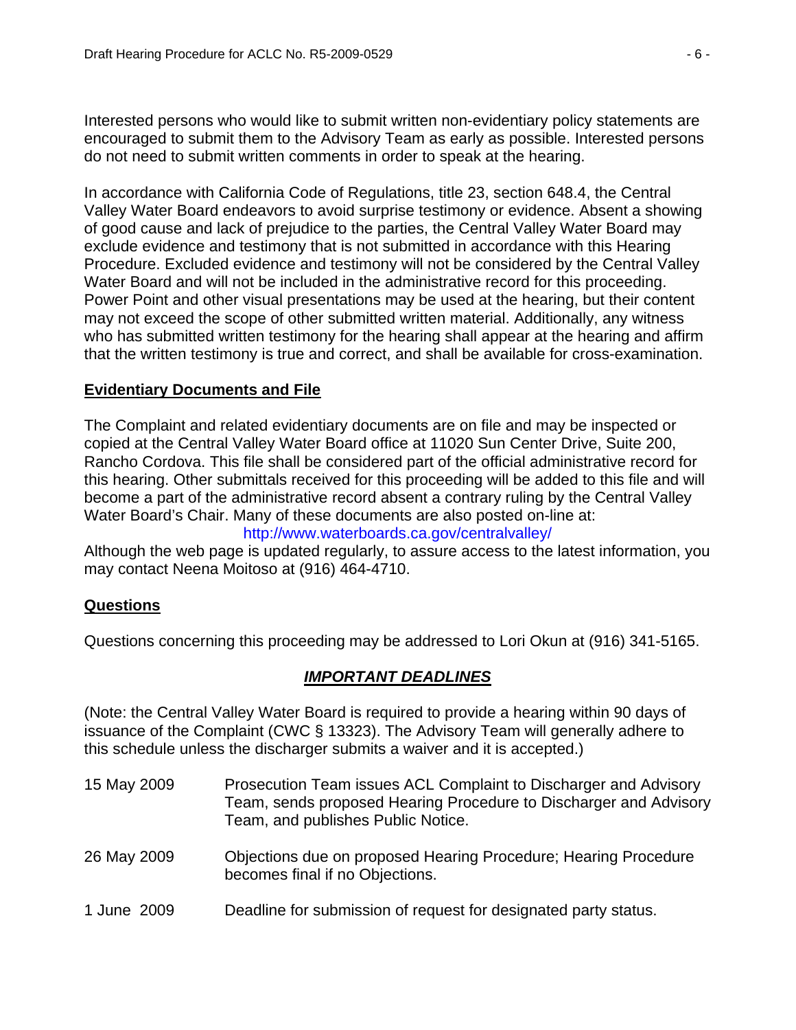Interested persons who would like to submit written non-evidentiary policy statements are encouraged to submit them to the Advisory Team as early as possible. Interested persons do not need to submit written comments in order to speak at the hearing.

In accordance with California Code of Regulations, title 23, section 648.4, the Central Valley Water Board endeavors to avoid surprise testimony or evidence. Absent a showing of good cause and lack of prejudice to the parties, the Central Valley Water Board may exclude evidence and testimony that is not submitted in accordance with this Hearing Procedure. Excluded evidence and testimony will not be considered by the Central Valley Water Board and will not be included in the administrative record for this proceeding. Power Point and other visual presentations may be used at the hearing, but their content may not exceed the scope of other submitted written material. Additionally, any witness who has submitted written testimony for the hearing shall appear at the hearing and affirm that the written testimony is true and correct, and shall be available for cross-examination.

## Evidentiary Documents and File

The Complaint and related evidentiary documents are on file and may be inspected or copied at the Central Valley Water Board office at 11020 Sun Center Drive, Suite 200, Rancho Cordova. This file shall be considered part of the official administrative record for this hearing. Other submittals received for this proceeding will be added to this file and will become a part of the administrative record absent a contrary ruling by the Central Valley Water Board's Chair. Many of these documents are also posted on-line at:

http://www.waterboards.ca.gov/centralvalley/

Although the web page is updated regularly, to assure access to the latest information, you may contact Neena Moitoso at (916) 464-4710.

## Questions

Questions concerning this proceeding may be addressed to Lori Okun at (916) 341-5165.

## *IMPORTANT DEADLINES*

(Note: the Central Valley Water Board is required to provide a hearing within 90 days of issuance of the Complaint (CWC § 13323). The Advisory Team will generally adhere to this schedule unless the discharger submits a waiver and it is accepted.)

| | |
|---|---|
| 15 May 2009 | Prosecution Team issues ACL Complaint to Discharger and Advisory Team, sends proposed Hearing Procedure to Discharger and Advisory Team, and publishes Public Notice. |
| 26 May 2009 | Objections due on proposed Hearing Procedure; Hearing Procedure becomes final if no Objections. |
| 1 June 2009 | Deadline for submission of request for designated party status. |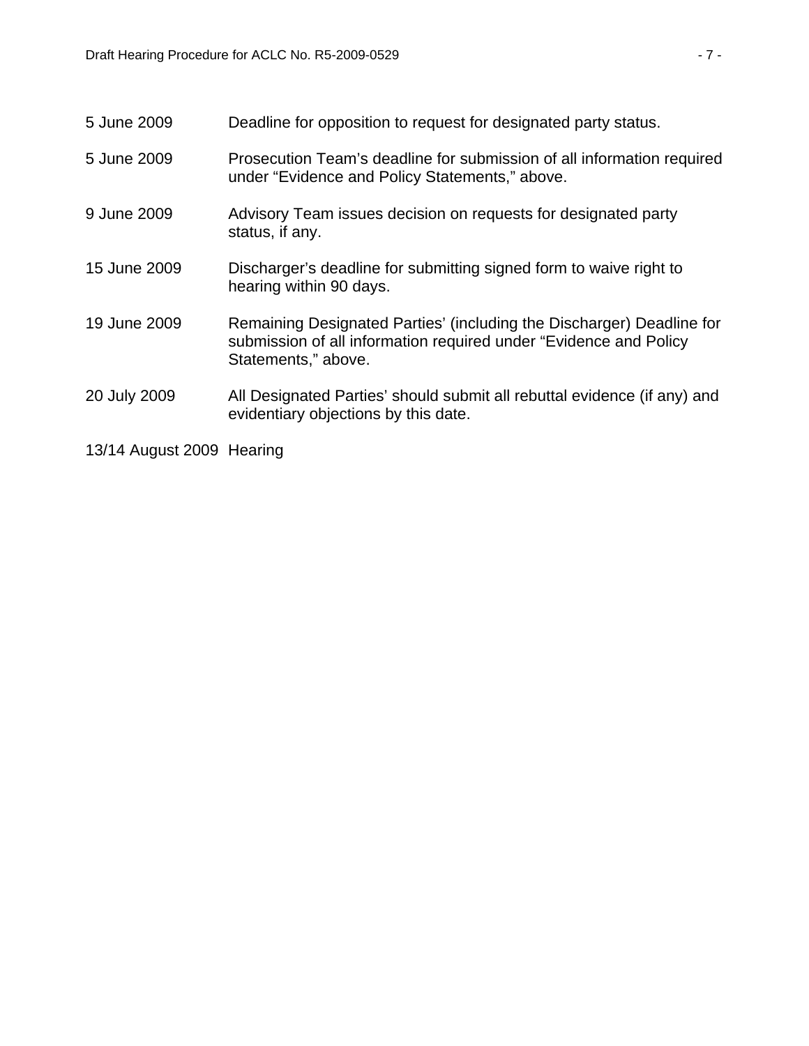| | |
|---|---|
| 5 June 2009 | Deadline for opposition to request for designated party status. |
| 5 June 2009 | Prosecution Team's deadline for submission of all information required under "Evidence and Policy Statements," above. |
| 9 June 2009 | Advisory Team issues decision on requests for designated party status, if any. |
| 15 June 2009 | Discharger's deadline for submitting signed form to waive right to hearing within 90 days. |
| 19 June 2009 | Remaining Designated Parties' (including the Discharger) Deadline for submission of all information required under "Evidence and Policy Statements," above. |
| 20 July 2009 | All Designated Parties' should submit all rebuttal evidence (if any) and evidentiary objections by this date. |
| 13/14 August 2009 | Hearing |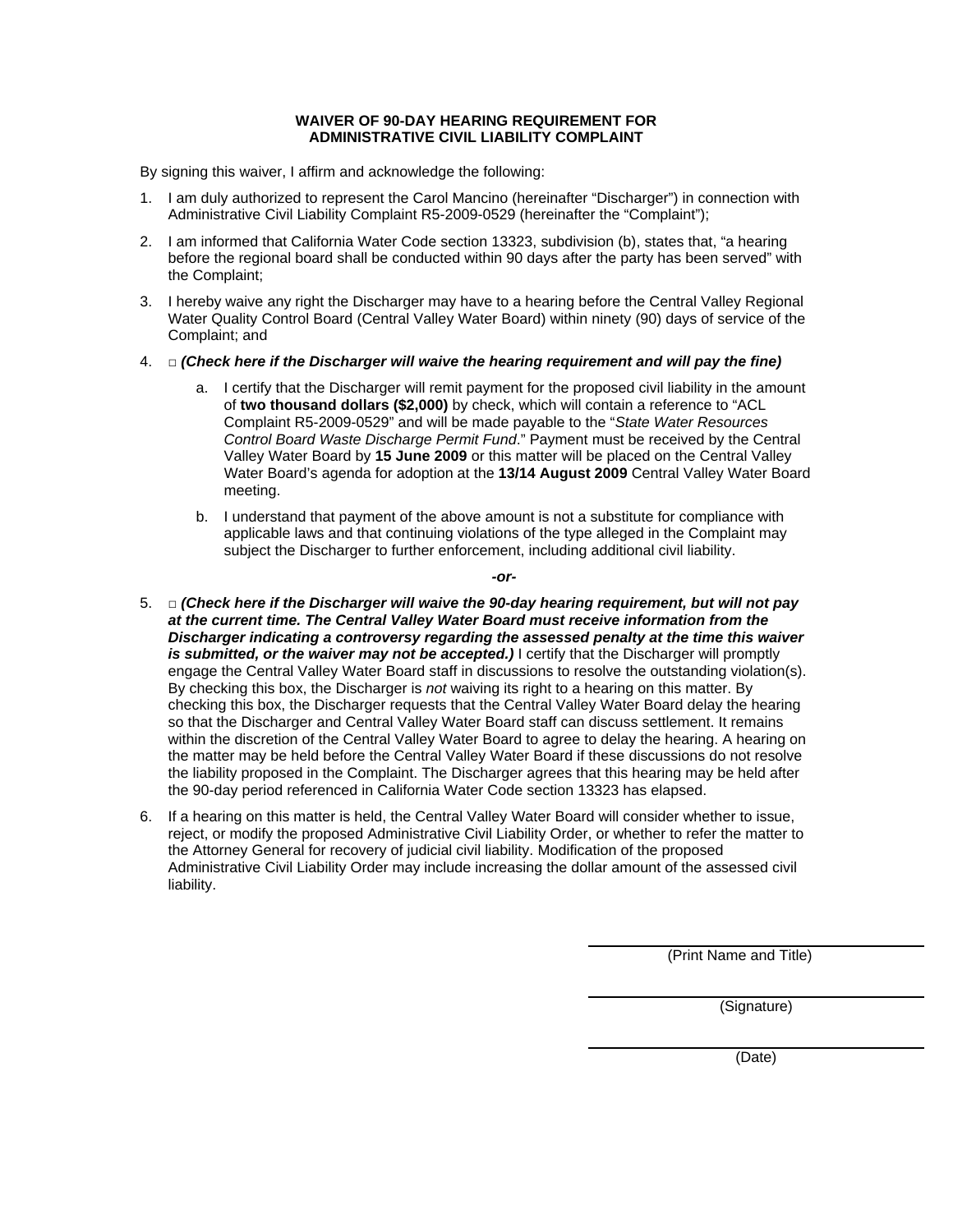**WAIVER OF 90-DAY HEARING REQUIREMENT FOR ADMINISTRATIVE CIVIL LIABILITY COMPLAINT**

By signing this waiver, I affirm and acknowledge the following:

1. I am duly authorized to represent the Carol Mancino (hereinafter "Discharger") in connection with Administrative Civil Liability Complaint R5-2009-0529 (hereinafter the "Complaint");

2. I am informed that California Water Code section 13323, subdivision (b), states that, "a hearing before the regional board shall be conducted within 90 days after the party has been served" with the Complaint;

3. I hereby waive any right the Discharger may have to a hearing before the Central Valley Regional Water Quality Control Board (Central Valley Water Board) within ninety (90) days of service of the Complaint; and

4. □ ***(Check here if the Discharger will waive the hearing requirement and will pay the fine)***

   a. I certify that the Discharger will remit payment for the proposed civil liability in the amount of **two thousand dollars ($2,000)** by check, which will contain a reference to "ACL Complaint R5-2009-0529" and will be made payable to the "*State Water Resources Control Board Waste Discharge Permit Fund*." Payment must be received by the Central Valley Water Board by **15 June 2009** or this matter will be placed on the Central Valley Water Board's agenda for adoption at the **13/14 August 2009** Central Valley Water Board meeting.

   b. I understand that payment of the above amount is not a substitute for compliance with applicable laws and that continuing violations of the type alleged in the Complaint may subject the Discharger to further enforcement, including additional civil liability.

***-or-***

5. □ ***(Check here if the Discharger will waive the 90-day hearing requirement, but will not pay at the current time. The Central Valley Water Board must receive information from the Discharger indicating a controversy regarding the assessed penalty at the time this waiver is submitted, or the waiver may not be accepted.)*** I certify that the Discharger will promptly engage the Central Valley Water Board staff in discussions to resolve the outstanding violation(s). By checking this box, the Discharger is *not* waiving its right to a hearing on this matter. By checking this box, the Discharger requests that the Central Valley Water Board delay the hearing so that the Discharger and Central Valley Water Board staff can discuss settlement. It remains within the discretion of the Central Valley Water Board to agree to delay the hearing. A hearing on the matter may be held before the Central Valley Water Board if these discussions do not resolve the liability proposed in the Complaint. The Discharger agrees that this hearing may be held after the 90-day period referenced in California Water Code section 13323 has elapsed.

6. If a hearing on this matter is held, the Central Valley Water Board will consider whether to issue, reject, or modify the proposed Administrative Civil Liability Order, or whether to refer the matter to the Attorney General for recovery of judicial civil liability. Modification of the proposed Administrative Civil Liability Order may include increasing the dollar amount of the assessed civil liability.

\_\_\_\_\_\_\_\_\_\_\_\_\_\_\_\_\_\_\_\_\_\_\_\_\_\_\_\_\_\_
(Print Name and Title)

\_\_\_\_\_\_\_\_\_\_\_\_\_\_\_\_\_\_\_\_\_\_\_\_\_\_\_\_\_\_
(Signature)

\_\_\_\_\_\_\_\_\_\_\_\_\_\_\_\_\_\_\_\_\_\_\_\_\_\_\_\_\_\_
(Date)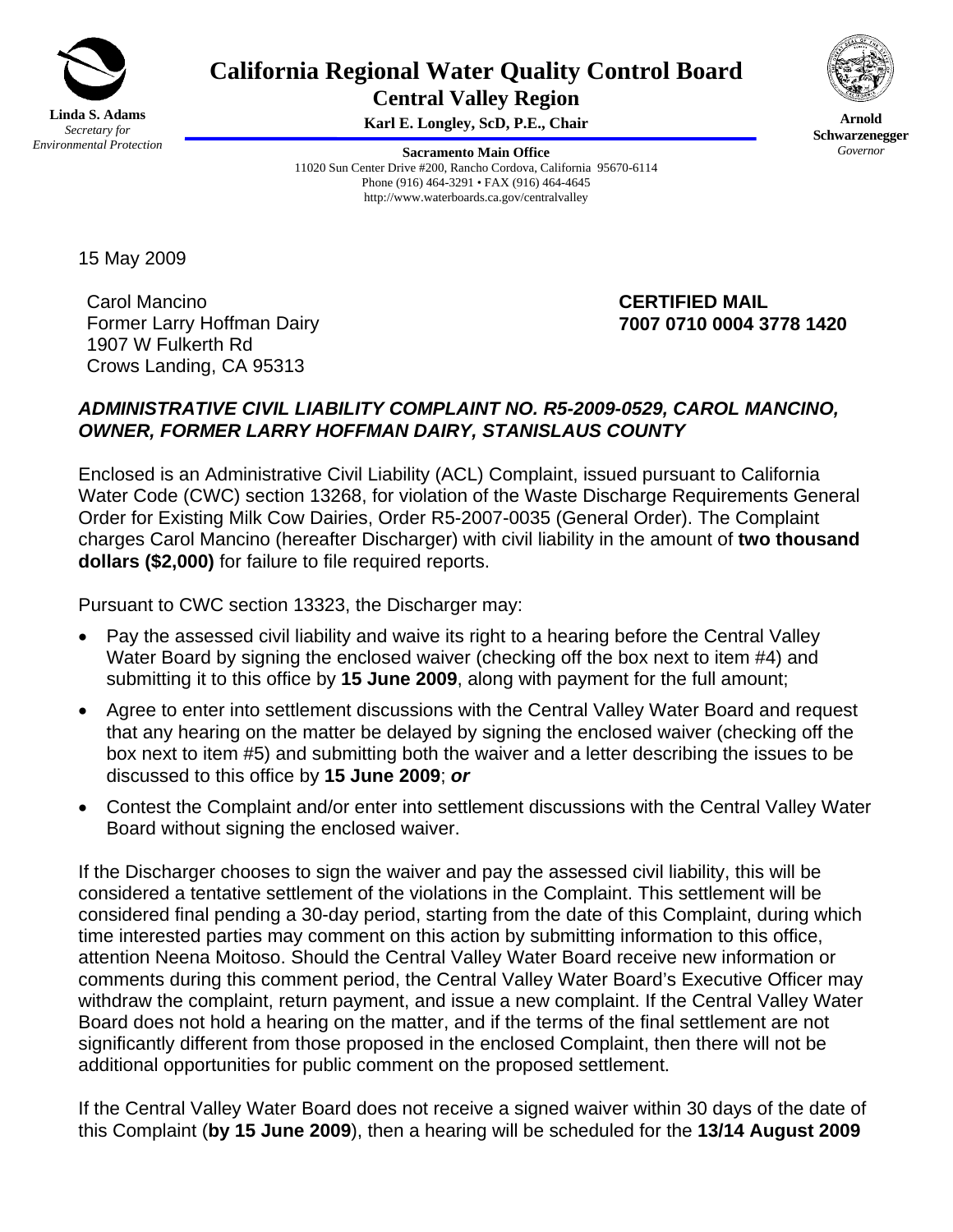**Linda S. Adams**
*Secretary for Environmental Protection*

# California Regional Water Quality Control Board

## Central Valley Region

**Karl E. Longley, ScD, P.E., Chair**

**Arnold Schwarzenegger**
*Governor*

**Sacramento Main Office**
11020 Sun Center Drive #200, Rancho Cordova, California 95670-6114
Phone (916) 464-3291 • FAX (916) 464-4645
http://www.waterboards.ca.gov/centralvalley

15 May 2009

Carol Mancino
Former Larry Hoffman Dairy
1907 W Fulkerth Rd
Crows Landing, CA 95313

**CERTIFIED MAIL**
**7007 0710 0004 3778 1420**

***ADMINISTRATIVE CIVIL LIABILITY COMPLAINT NO. R5-2009-0529, CAROL MANCINO, OWNER, FORMER LARRY HOFFMAN DAIRY, STANISLAUS COUNTY***

Enclosed is an Administrative Civil Liability (ACL) Complaint, issued pursuant to California Water Code (CWC) section 13268, for violation of the Waste Discharge Requirements General Order for Existing Milk Cow Dairies, Order R5-2007-0035 (General Order). The Complaint charges Carol Mancino (hereafter Discharger) with civil liability in the amount of **two thousand dollars ($2,000)** for failure to file required reports.

Pursuant to CWC section 13323, the Discharger may:

- Pay the assessed civil liability and waive its right to a hearing before the Central Valley Water Board by signing the enclosed waiver (checking off the box next to item #4) and submitting it to this office by **15 June 2009**, along with payment for the full amount;
- Agree to enter into settlement discussions with the Central Valley Water Board and request that any hearing on the matter be delayed by signing the enclosed waiver (checking off the box next to item #5) and submitting both the waiver and a letter describing the issues to be discussed to this office by **15 June 2009**; ***or***
- Contest the Complaint and/or enter into settlement discussions with the Central Valley Water Board without signing the enclosed waiver.

If the Discharger chooses to sign the waiver and pay the assessed civil liability, this will be considered a tentative settlement of the violations in the Complaint. This settlement will be considered final pending a 30-day period, starting from the date of this Complaint, during which time interested parties may comment on this action by submitting information to this office, attention Neena Moitoso. Should the Central Valley Water Board receive new information or comments during this comment period, the Central Valley Water Board's Executive Officer may withdraw the complaint, return payment, and issue a new complaint. If the Central Valley Water Board does not hold a hearing on the matter, and if the terms of the final settlement are not significantly different from those proposed in the enclosed Complaint, then there will not be additional opportunities for public comment on the proposed settlement.

If the Central Valley Water Board does not receive a signed waiver within 30 days of the date of this Complaint (**by 15 June 2009**), then a hearing will be scheduled for the **13/14 August 2009**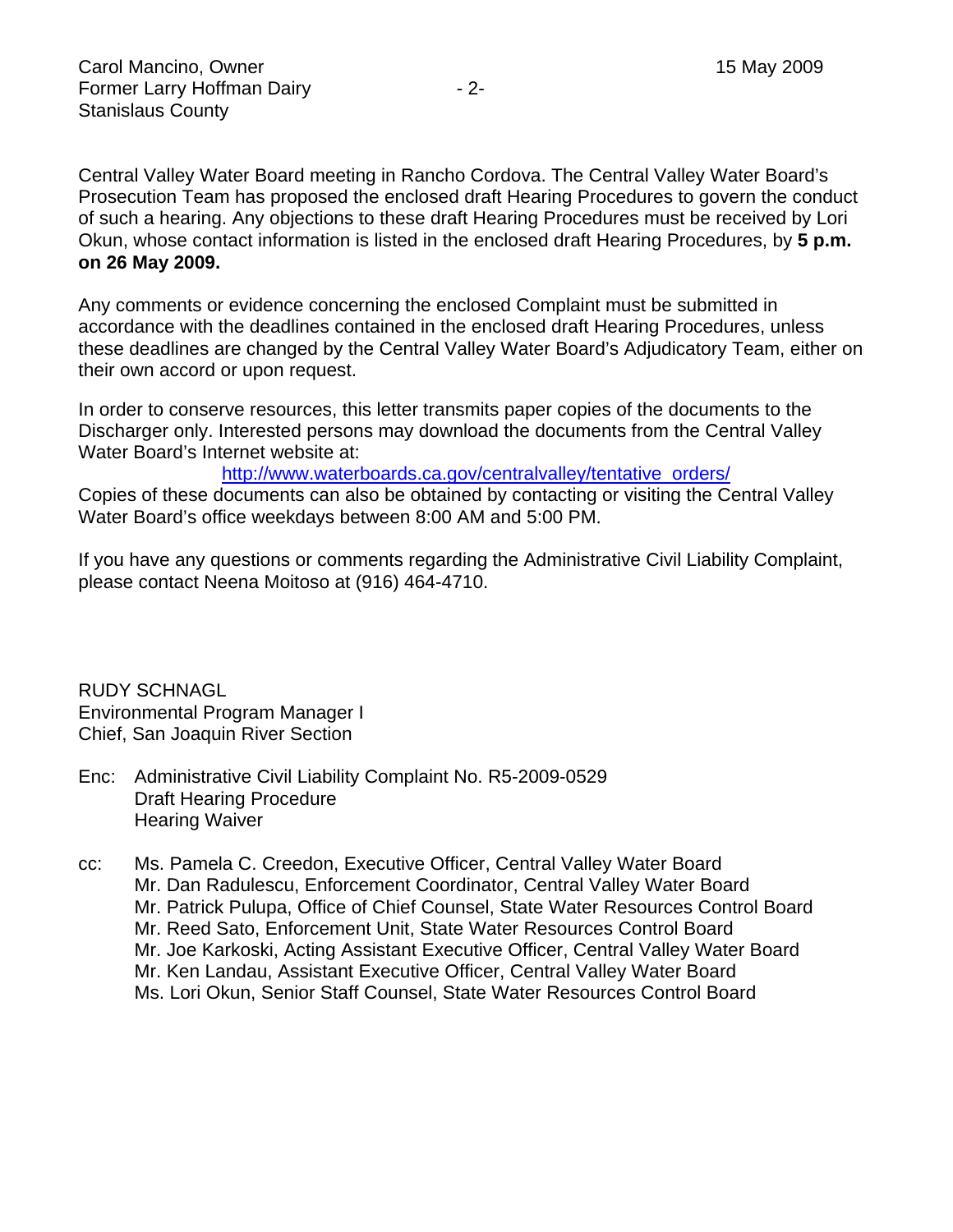Central Valley Water Board meeting in Rancho Cordova. The Central Valley Water Board's Prosecution Team has proposed the enclosed draft Hearing Procedures to govern the conduct of such a hearing. Any objections to these draft Hearing Procedures must be received by Lori Okun, whose contact information is listed in the enclosed draft Hearing Procedures, by **5 p.m. on 26 May 2009.**

Any comments or evidence concerning the enclosed Complaint must be submitted in accordance with the deadlines contained in the enclosed draft Hearing Procedures, unless these deadlines are changed by the Central Valley Water Board's Adjudicatory Team, either on their own accord or upon request.

In order to conserve resources, this letter transmits paper copies of the documents to the Discharger only. Interested persons may download the documents from the Central Valley Water Board's Internet website at:

http://www.waterboards.ca.gov/centralvalley/tentative_orders/

Copies of these documents can also be obtained by contacting or visiting the Central Valley Water Board's office weekdays between 8:00 AM and 5:00 PM.

If you have any questions or comments regarding the Administrative Civil Liability Complaint, please contact Neena Moitoso at (916) 464-4710.

RUDY SCHNAGL
Environmental Program Manager I
Chief, San Joaquin River Section

Enc: Administrative Civil Liability Complaint No. R5-2009-0529
Draft Hearing Procedure
Hearing Waiver

cc: Ms. Pamela C. Creedon, Executive Officer, Central Valley Water Board
Mr. Dan Radulescu, Enforcement Coordinator, Central Valley Water Board
Mr. Patrick Pulupa, Office of Chief Counsel, State Water Resources Control Board
Mr. Reed Sato, Enforcement Unit, State Water Resources Control Board
Mr. Joe Karkoski, Acting Assistant Executive Officer, Central Valley Water Board
Mr. Ken Landau, Assistant Executive Officer, Central Valley Water Board
Ms. Lori Okun, Senior Staff Counsel, State Water Resources Control Board